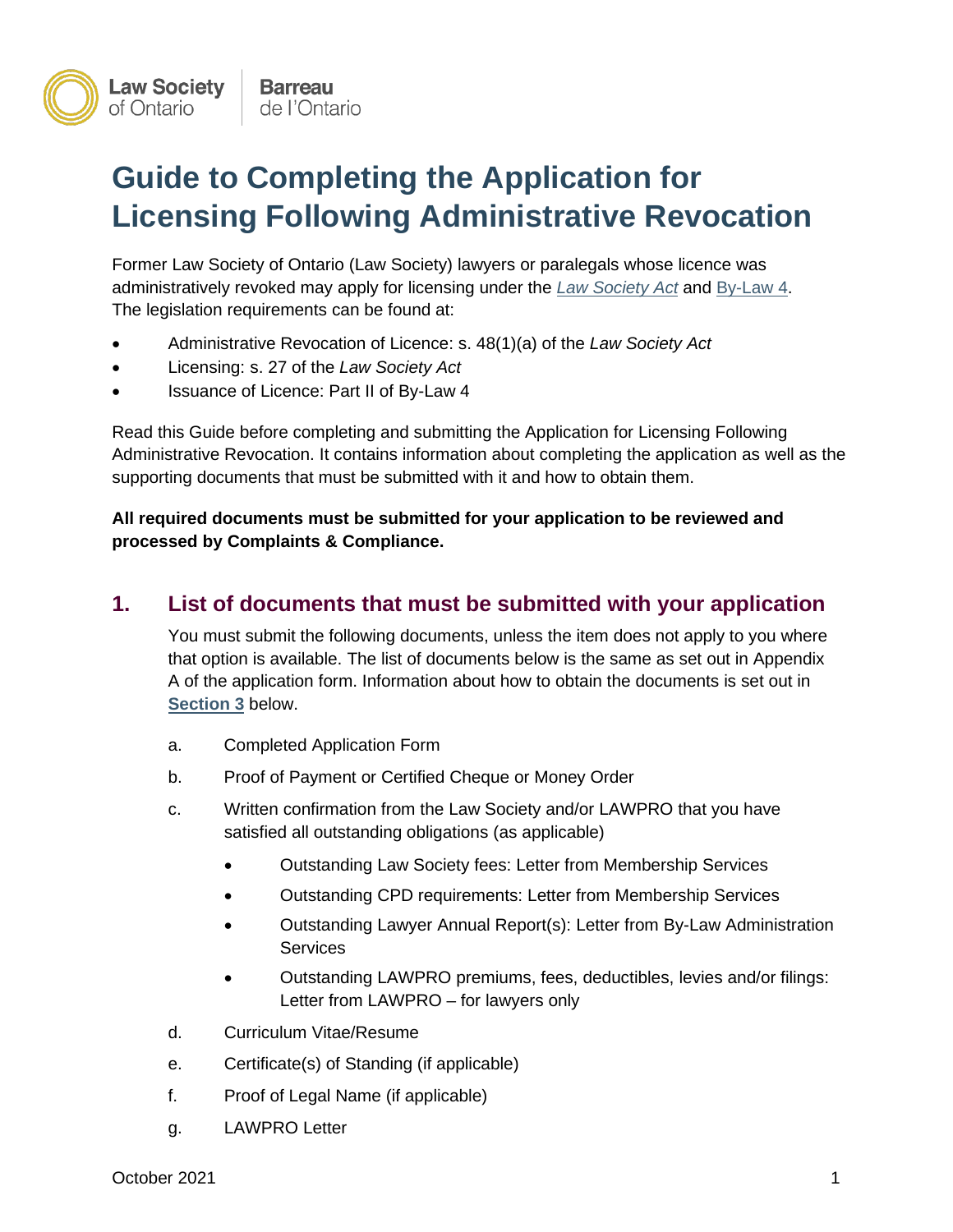Law Society of Ontario | Barreau de l'Ontario

# Guide to Completing the Application for Licensing Following Administrative Revocation

Former Law Society of Ontario (Law Society) lawyers or paralegals whose licence was administratively revoked may apply for licensing under the *Law Society Act* and By-Law 4. The legislation requirements can be found at:

- Administrative Revocation of Licence: s. 48(1)(a) of the *Law Society Act*
- Licensing: s. 27 of the *Law Society Act*
- Issuance of Licence: Part II of By-Law 4

Read this Guide before completing and submitting the Application for Licensing Following Administrative Revocation. It contains information about completing the application as well as the supporting documents that must be submitted with it and how to obtain them.

**All required documents must be submitted for your application to be reviewed and processed by Complaints & Compliance.**

## 1. List of documents that must be submitted with your application

You must submit the following documents, unless the item does not apply to you where that option is available. The list of documents below is the same as set out in Appendix A of the application form. Information about how to obtain the documents is set out in **Section 3** below.

a. Completed Application Form

b. Proof of Payment or Certified Cheque or Money Order

c. Written confirmation from the Law Society and/or LAWPRO that you have satisfied all outstanding obligations (as applicable)

- Outstanding Law Society fees: Letter from Membership Services
- Outstanding CPD requirements: Letter from Membership Services
- Outstanding Lawyer Annual Report(s): Letter from By-Law Administration Services
- Outstanding LAWPRO premiums, fees, deductibles, levies and/or filings: Letter from LAWPRO – for lawyers only

d. Curriculum Vitae/Resume

e. Certificate(s) of Standing (if applicable)

f. Proof of Legal Name (if applicable)

g. LAWPRO Letter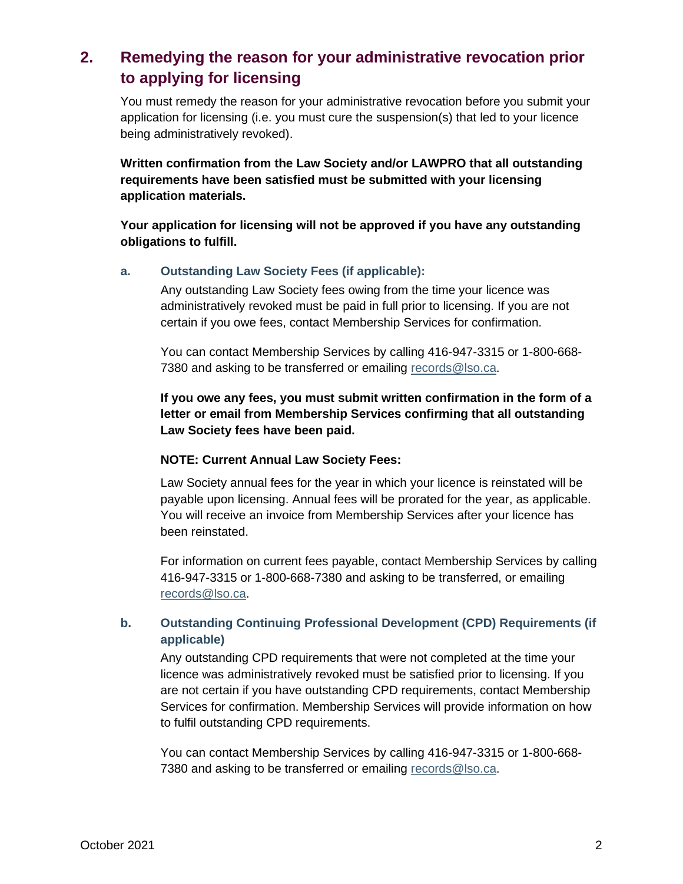## 2. Remedying the reason for your administrative revocation prior to applying for licensing

You must remedy the reason for your administrative revocation before you submit your application for licensing (i.e. you must cure the suspension(s) that led to your licence being administratively revoked).

**Written confirmation from the Law Society and/or LAWPRO that all outstanding requirements have been satisfied must be submitted with your licensing application materials.**

**Your application for licensing will not be approved if you have any outstanding obligations to fulfill.**

### a. Outstanding Law Society Fees (if applicable):

Any outstanding Law Society fees owing from the time your licence was administratively revoked must be paid in full prior to licensing. If you are not certain if you owe fees, contact Membership Services for confirmation.

You can contact Membership Services by calling 416-947-3315 or 1-800-668-7380 and asking to be transferred or emailing records@lso.ca.

**If you owe any fees, you must submit written confirmation in the form of a letter or email from Membership Services confirming that all outstanding Law Society fees have been paid.**

**NOTE: Current Annual Law Society Fees:**

Law Society annual fees for the year in which your licence is reinstated will be payable upon licensing. Annual fees will be prorated for the year, as applicable. You will receive an invoice from Membership Services after your licence has been reinstated.

For information on current fees payable, contact Membership Services by calling 416-947-3315 or 1-800-668-7380 and asking to be transferred, or emailing records@lso.ca.

### b. Outstanding Continuing Professional Development (CPD) Requirements (if applicable)

Any outstanding CPD requirements that were not completed at the time your licence was administratively revoked must be satisfied prior to licensing. If you are not certain if you have outstanding CPD requirements, contact Membership Services for confirmation. Membership Services will provide information on how to fulfil outstanding CPD requirements.

You can contact Membership Services by calling 416-947-3315 or 1-800-668-7380 and asking to be transferred or emailing records@lso.ca.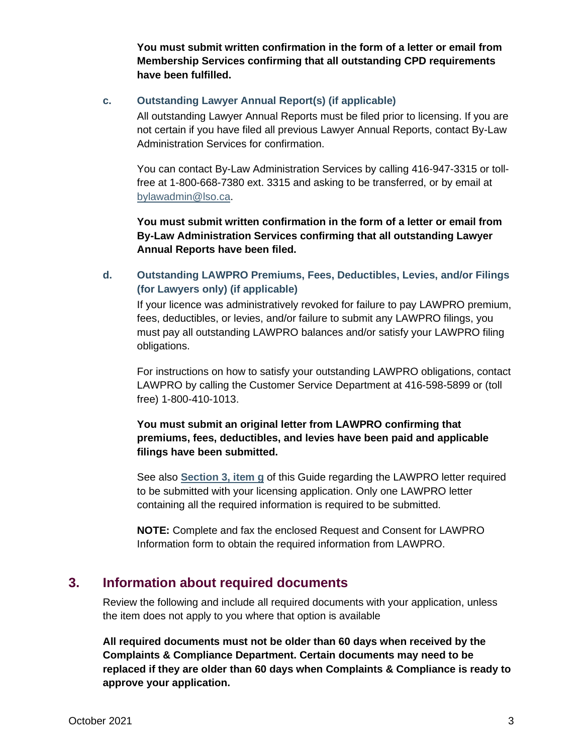**You must submit written confirmation in the form of a letter or email from Membership Services confirming that all outstanding CPD requirements have been fulfilled.**

### c. Outstanding Lawyer Annual Report(s) (if applicable)

All outstanding Lawyer Annual Reports must be filed prior to licensing. If you are not certain if you have filed all previous Lawyer Annual Reports, contact By-Law Administration Services for confirmation.

You can contact By-Law Administration Services by calling 416-947-3315 or toll-free at 1-800-668-7380 ext. 3315 and asking to be transferred, or by email at bylawadmin@lso.ca.

**You must submit written confirmation in the form of a letter or email from By-Law Administration Services confirming that all outstanding Lawyer Annual Reports have been filed.**

### d. Outstanding LAWPRO Premiums, Fees, Deductibles, Levies, and/or Filings (for Lawyers only) (if applicable)

If your licence was administratively revoked for failure to pay LAWPRO premium, fees, deductibles, or levies, and/or failure to submit any LAWPRO filings, you must pay all outstanding LAWPRO balances and/or satisfy your LAWPRO filing obligations.

For instructions on how to satisfy your outstanding LAWPRO obligations, contact LAWPRO by calling the Customer Service Department at 416-598-5899 or (toll free) 1-800-410-1013.

**You must submit an original letter from LAWPRO confirming that premiums, fees, deductibles, and levies have been paid and applicable filings have been submitted.**

See also **Section 3, item g** of this Guide regarding the LAWPRO letter required to be submitted with your licensing application. Only one LAWPRO letter containing all the required information is required to be submitted.

**NOTE:** Complete and fax the enclosed Request and Consent for LAWPRO Information form to obtain the required information from LAWPRO.

## 3. Information about required documents

Review the following and include all required documents with your application, unless the item does not apply to you where that option is available

**All required documents must not be older than 60 days when received by the Complaints & Compliance Department. Certain documents may need to be replaced if they are older than 60 days when Complaints & Compliance is ready to approve your application.**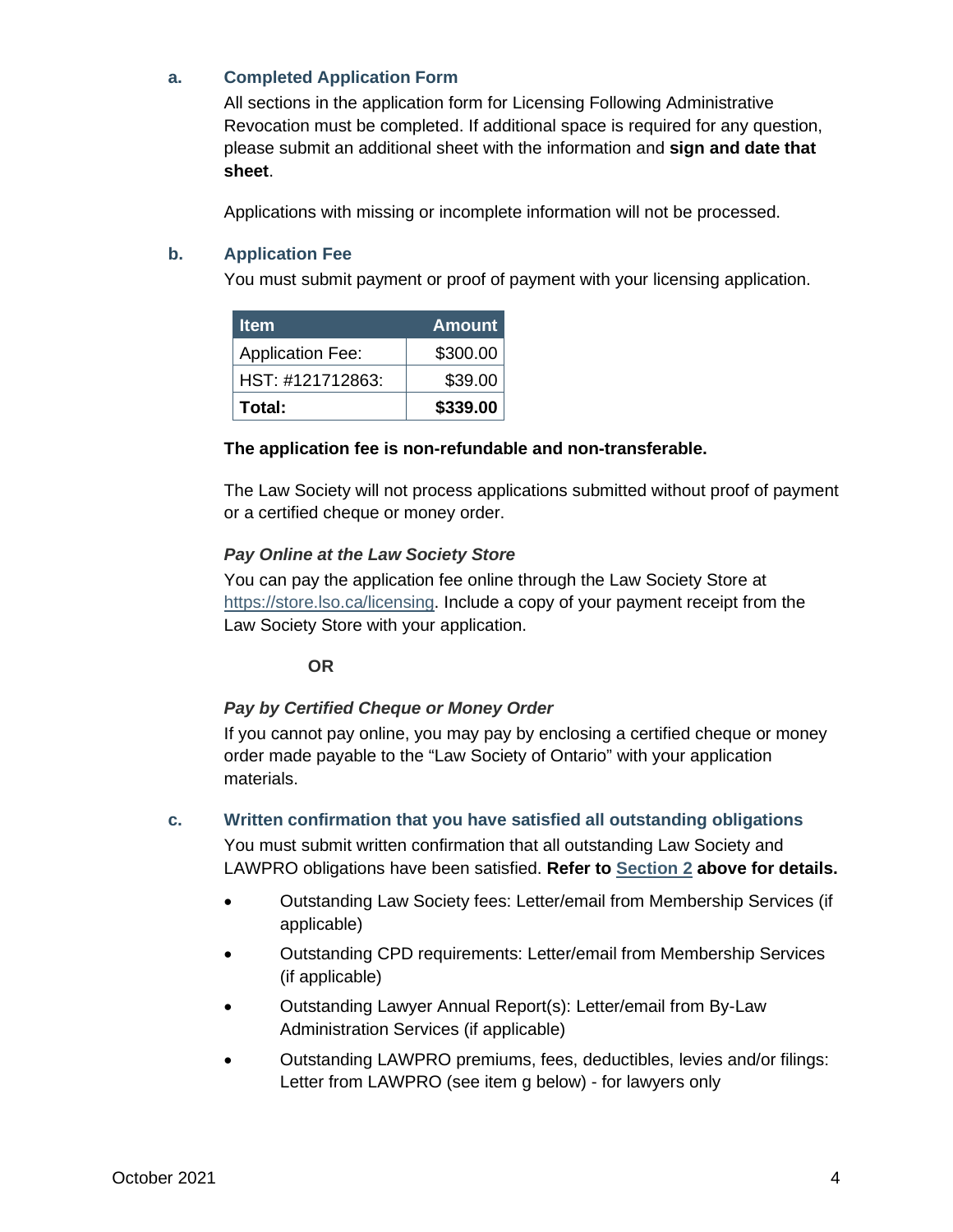### a. Completed Application Form

All sections in the application form for Licensing Following Administrative Revocation must be completed. If additional space is required for any question, please submit an additional sheet with the information and **sign and date that sheet**.

Applications with missing or incomplete information will not be processed.

### b. Application Fee

You must submit payment or proof of payment with your licensing application.

| Item | Amount |
|---|---:|
| Application Fee: | $300.00 |
| HST: #121712863: | $39.00 |
| **Total:** | **$339.00** |

**The application fee is non-refundable and non-transferable.**

The Law Society will not process applications submitted without proof of payment or a certified cheque or money order.

***Pay Online at the Law Society Store***

You can pay the application fee online through the Law Society Store at https://store.lso.ca/licensing. Include a copy of your payment receipt from the Law Society Store with your application.

**OR**

***Pay by Certified Cheque or Money Order***

If you cannot pay online, you may pay by enclosing a certified cheque or money order made payable to the "Law Society of Ontario" with your application materials.

### c. Written confirmation that you have satisfied all outstanding obligations

You must submit written confirmation that all outstanding Law Society and LAWPRO obligations have been satisfied. **Refer to Section 2 above for details.**

- Outstanding Law Society fees: Letter/email from Membership Services (if applicable)
- Outstanding CPD requirements: Letter/email from Membership Services (if applicable)
- Outstanding Lawyer Annual Report(s): Letter/email from By-Law Administration Services (if applicable)
- Outstanding LAWPRO premiums, fees, deductibles, levies and/or filings: Letter from LAWPRO (see item g below) - for lawyers only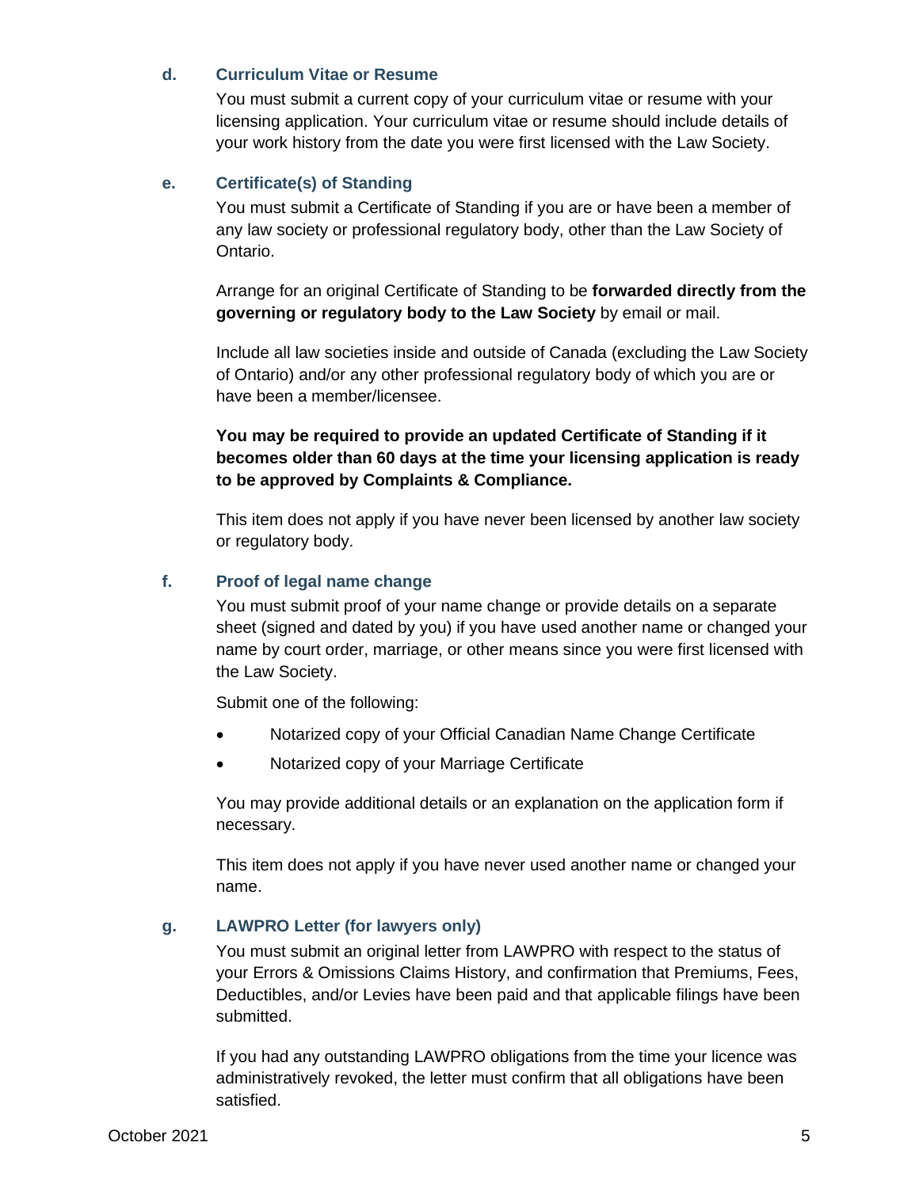#### d. Curriculum Vitae or Resume

You must submit a current copy of your curriculum vitae or resume with your licensing application. Your curriculum vitae or resume should include details of your work history from the date you were first licensed with the Law Society.

#### e. Certificate(s) of Standing

You must submit a Certificate of Standing if you are or have been a member of any law society or professional regulatory body, other than the Law Society of Ontario.

Arrange for an original Certificate of Standing to be **forwarded directly from the governing or regulatory body to the Law Society** by email or mail.

Include all law societies inside and outside of Canada (excluding the Law Society of Ontario) and/or any other professional regulatory body of which you are or have been a member/licensee.

**You may be required to provide an updated Certificate of Standing if it becomes older than 60 days at the time your licensing application is ready to be approved by Complaints & Compliance.**

This item does not apply if you have never been licensed by another law society or regulatory body.

#### f. Proof of legal name change

You must submit proof of your name change or provide details on a separate sheet (signed and dated by you) if you have used another name or changed your name by court order, marriage, or other means since you were first licensed with the Law Society.

Submit one of the following:

- Notarized copy of your Official Canadian Name Change Certificate
- Notarized copy of your Marriage Certificate

You may provide additional details or an explanation on the application form if necessary.

This item does not apply if you have never used another name or changed your name.

#### g. LAWPRO Letter (for lawyers only)

You must submit an original letter from LAWPRO with respect to the status of your Errors & Omissions Claims History, and confirmation that Premiums, Fees, Deductibles, and/or Levies have been paid and that applicable filings have been submitted.

If you had any outstanding LAWPRO obligations from the time your licence was administratively revoked, the letter must confirm that all obligations have been satisfied.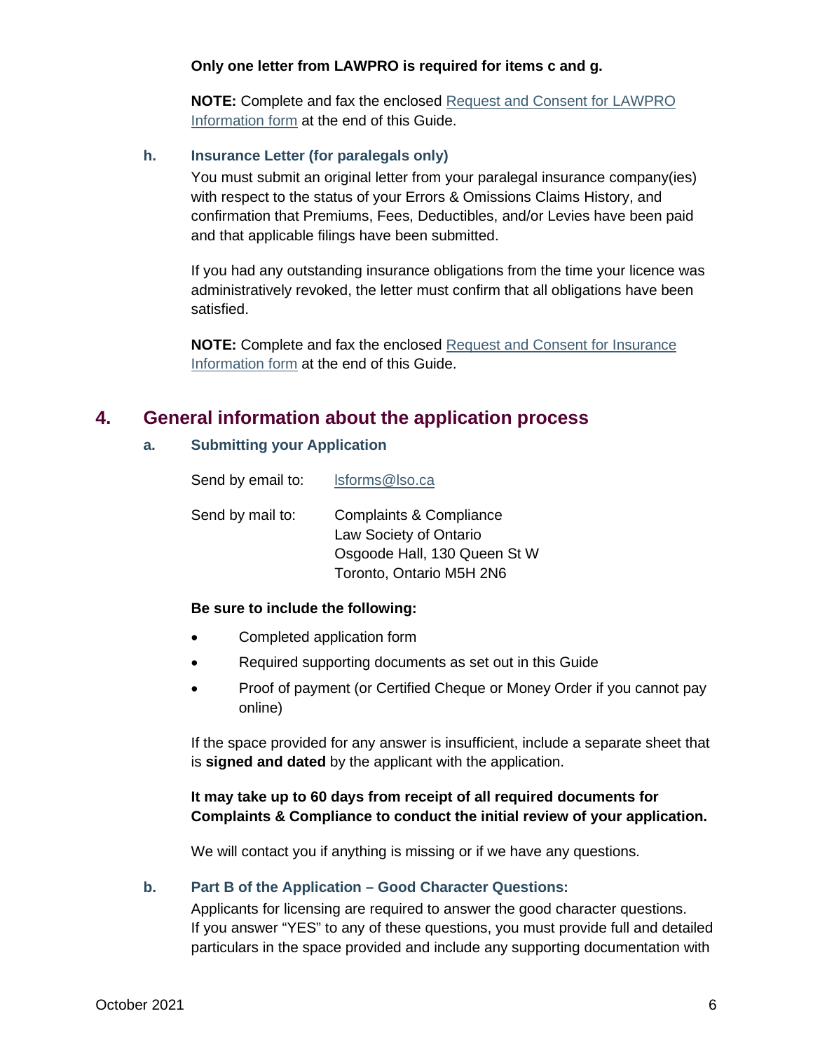**Only one letter from LAWPRO is required for items c and g.**

**NOTE:** Complete and fax the enclosed Request and Consent for LAWPRO Information form at the end of this Guide.

### h. Insurance Letter (for paralegals only)

You must submit an original letter from your paralegal insurance company(ies) with respect to the status of your Errors & Omissions Claims History, and confirmation that Premiums, Fees, Deductibles, and/or Levies have been paid and that applicable filings have been submitted.

If you had any outstanding insurance obligations from the time your licence was administratively revoked, the letter must confirm that all obligations have been satisfied.

**NOTE:** Complete and fax the enclosed Request and Consent for Insurance Information form at the end of this Guide.

## 4. General information about the application process

### a. Submitting your Application

Send by email to: lsforms@lso.ca

Send by mail to: Complaints & Compliance
Law Society of Ontario
Osgoode Hall, 130 Queen St W
Toronto, Ontario M5H 2N6

**Be sure to include the following:**

- Completed application form
- Required supporting documents as set out in this Guide
- Proof of payment (or Certified Cheque or Money Order if you cannot pay online)

If the space provided for any answer is insufficient, include a separate sheet that is **signed and dated** by the applicant with the application.

**It may take up to 60 days from receipt of all required documents for Complaints & Compliance to conduct the initial review of your application.**

We will contact you if anything is missing or if we have any questions.

### b. Part B of the Application – Good Character Questions:

Applicants for licensing are required to answer the good character questions. If you answer "YES" to any of these questions, you must provide full and detailed particulars in the space provided and include any supporting documentation with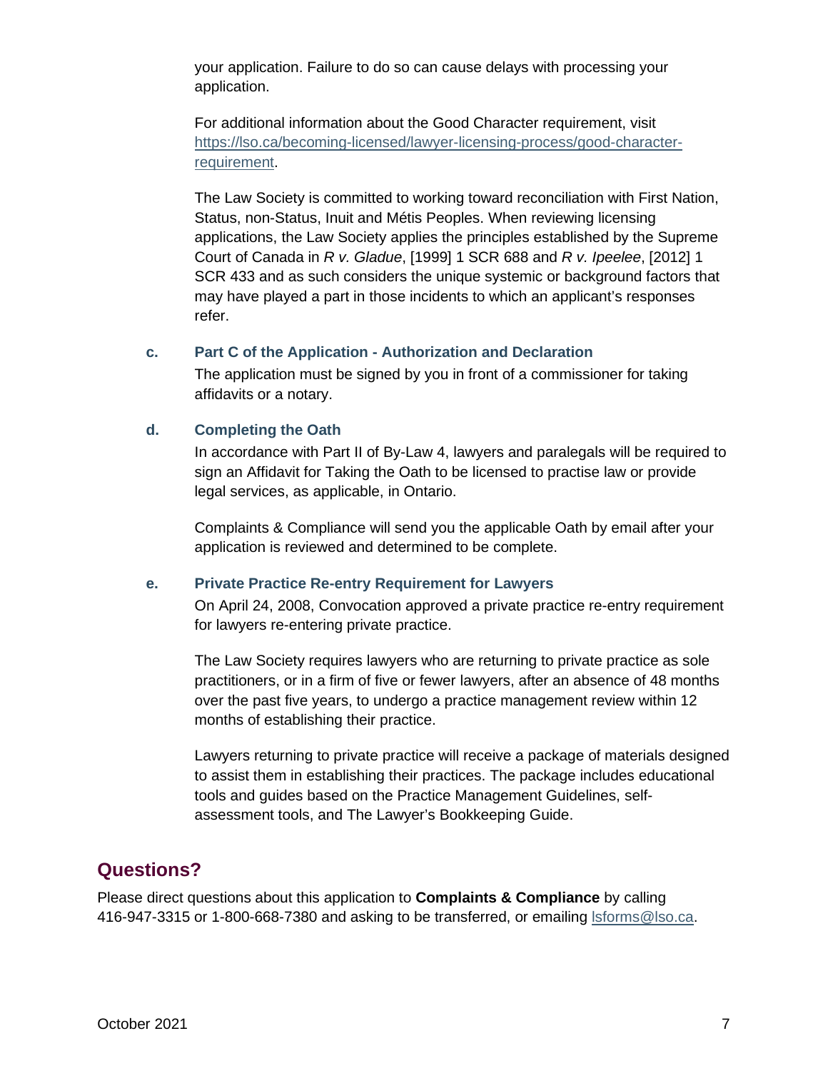your application. Failure to do so can cause delays with processing your application.

For additional information about the Good Character requirement, visit [https://lso.ca/becoming-licensed/lawyer-licensing-process/good-character-requirement](https://lso.ca/becoming-licensed/lawyer-licensing-process/good-character-requirement).

The Law Society is committed to working toward reconciliation with First Nation, Status, non-Status, Inuit and Métis Peoples. When reviewing licensing applications, the Law Society applies the principles established by the Supreme Court of Canada in *R v. Gladue*, [1999] 1 SCR 688 and *R v. Ipeelee*, [2012] 1 SCR 433 and as such considers the unique systemic or background factors that may have played a part in those incidents to which an applicant's responses refer.

### c. Part C of the Application - Authorization and Declaration

The application must be signed by you in front of a commissioner for taking affidavits or a notary.

### d. Completing the Oath

In accordance with Part II of By-Law 4, lawyers and paralegals will be required to sign an Affidavit for Taking the Oath to be licensed to practise law or provide legal services, as applicable, in Ontario.

Complaints & Compliance will send you the applicable Oath by email after your application is reviewed and determined to be complete.

### e. Private Practice Re-entry Requirement for Lawyers

On April 24, 2008, Convocation approved a private practice re-entry requirement for lawyers re-entering private practice.

The Law Society requires lawyers who are returning to private practice as sole practitioners, or in a firm of five or fewer lawyers, after an absence of 48 months over the past five years, to undergo a practice management review within 12 months of establishing their practice.

Lawyers returning to private practice will receive a package of materials designed to assist them in establishing their practices. The package includes educational tools and guides based on the Practice Management Guidelines, self-assessment tools, and The Lawyer's Bookkeeping Guide.

## Questions?

Please direct questions about this application to **Complaints & Compliance** by calling 416-947-3315 or 1-800-668-7380 and asking to be transferred, or emailing [lsforms@lso.ca](mailto:lsforms@lso.ca).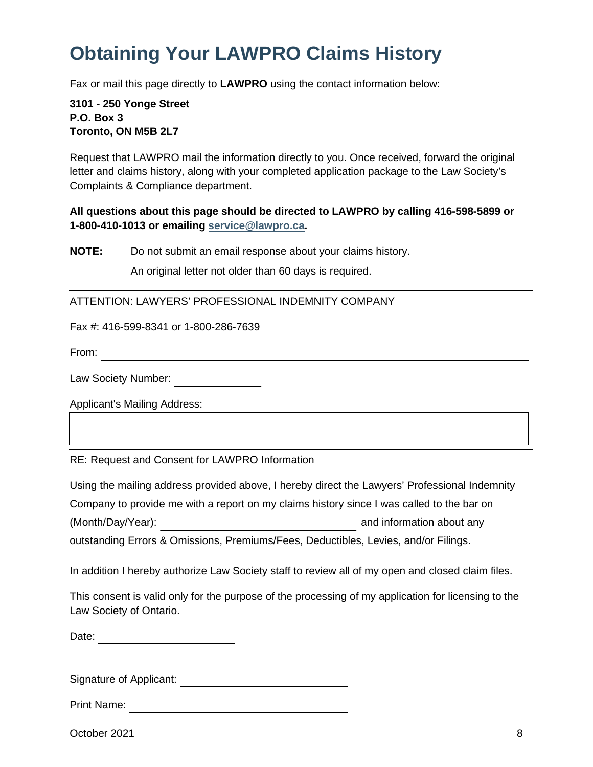# Obtaining Your LAWPRO Claims History

Fax or mail this page directly to **LAWPRO** using the contact information below:

**3101 - 250 Yonge Street**
**P.O. Box 3**
**Toronto, ON M5B 2L7**

Request that LAWPRO mail the information directly to you. Once received, forward the original letter and claims history, along with your completed application package to the Law Society's Complaints & Compliance department.

**All questions about this page should be directed to LAWPRO by calling 416-598-5899 or 1-800-410-1013 or emailing service@lawpro.ca.**

**NOTE:** Do not submit an email response about your claims history.

An original letter not older than 60 days is required.

---

ATTENTION: LAWYERS' PROFESSIONAL INDEMNITY COMPANY

Fax #: 416-599-8341 or 1-800-286-7639

From: ______________________________

Law Society Number: ______________

Applicant's Mailing Address:

______________________________

---

RE: Request and Consent for LAWPRO Information

Using the mailing address provided above, I hereby direct the Lawyers' Professional Indemnity Company to provide me with a report on my claims history since I was called to the bar on (Month/Day/Year): ______________________ and information about any outstanding Errors & Omissions, Premiums/Fees, Deductibles, Levies, and/or Filings.

In addition I hereby authorize Law Society staff to review all of my open and closed claim files.

This consent is valid only for the purpose of the processing of my application for licensing to the Law Society of Ontario.

Date: ______________________

Signature of Applicant: ______________________

Print Name: ______________________

October 2021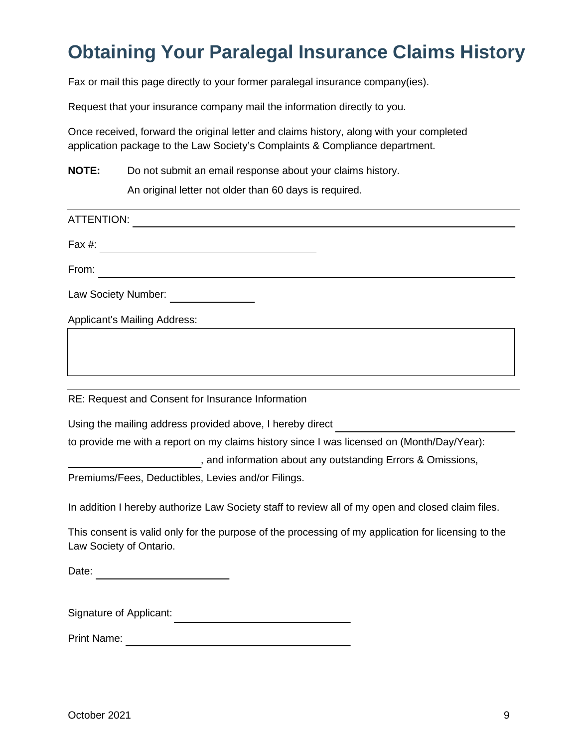# Obtaining Your Paralegal Insurance Claims History

Fax or mail this page directly to your former paralegal insurance company(ies).

Request that your insurance company mail the information directly to you.

Once received, forward the original letter and claims history, along with your completed application package to the Law Society's Complaints & Compliance department.

**NOTE:** Do not submit an email response about your claims history.

An original letter not older than 60 days is required.

---

ATTENTION: ______________________________

Fax #: ______________________________

From: ______________________________

Law Society Number: ______________

Applicant's Mailing Address:

| |
|---|
| |

---

RE: Request and Consent for Insurance Information

Using the mailing address provided above, I hereby direct ______________________________ to provide me with a report on my claims history since I was licensed on (Month/Day/Year): ______________________, and information about any outstanding Errors & Omissions, Premiums/Fees, Deductibles, Levies and/or Filings.

In addition I hereby authorize Law Society staff to review all of my open and closed claim files.

This consent is valid only for the purpose of the processing of my application for licensing to the Law Society of Ontario.

Date: ______________________

Signature of Applicant: ______________________________

Print Name: ______________________________

October 2021